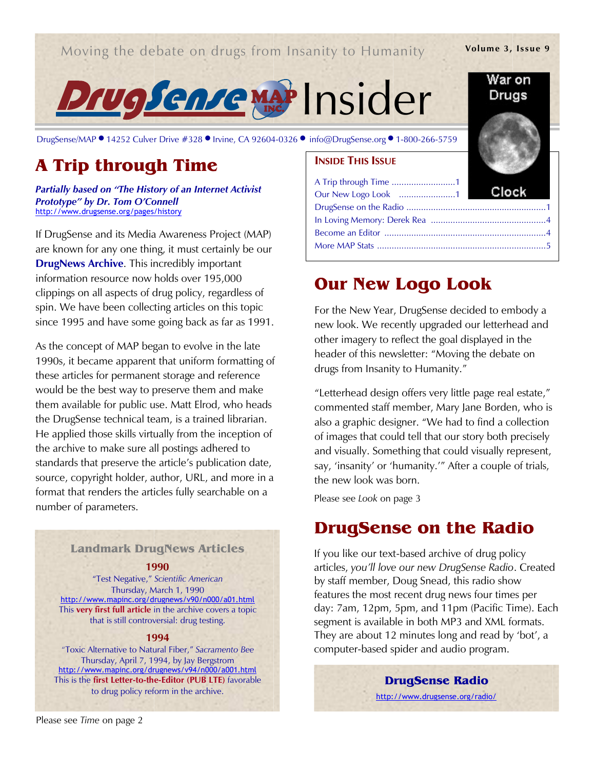Moving the debate on drugs from Insanity to Humanity

# DrugSense MAP Insider

DrugSense/MAP ● 14252 Culver Drive #328 ● Irvine, CA 92604-0326 ● info@DrugSense.org ● 1-800-266-5759

War on Drugs Clock

**INSIDE THIS ISSUE**

- A Trip through Time ....1
- Our New Logo Look ....1
- DrugSense on the Radio ....1
- In Loving Memory: Derek Rea ....4
- Become an Editor ....4
- More MAP Stats ....5

## A Trip through Time

***Partially based on "The History of an Internet Activist Prototype" by Dr. Tom O'Connell***
http://www.drugsense.org/pages/history

If DrugSense and its Media Awareness Project (MAP) are known for any one thing, it must certainly be our **DrugNews Archive**. This incredibly important information resource now holds over 195,000 clippings on all aspects of drug policy, regardless of spin. We have been collecting articles on this topic since 1995 and have some going back as far as 1991.

As the concept of MAP began to evolve in the late 1990s, it became apparent that uniform formatting of these articles for permanent storage and reference would be the best way to preserve them and make them available for public use. Matt Elrod, who heads the DrugSense technical team, is a trained librarian. He applied those skills virtually from the inception of the archive to make sure all postings adhered to standards that preserve the article's publication date, source, copyright holder, author, URL, and more in a format that renders the articles fully searchable on a number of parameters.

### Landmark DrugNews Articles

**1990**

"Test Negative," *Scientific American*
Thursday, March 1, 1990
http://www.mapinc.org/drugnews/v90/n000/a01.html
This **very first full article** in the archive covers a topic that is still controversial: drug testing.

**1994**

"Toxic Alternative to Natural Fiber," *Sacramento Bee*
Thursday, April 7, 1994, by Jay Bergstrom
http://www.mapinc.org/drugnews/v94/n000/a001.html
This is the **first Letter-to-the-Editor (PUB LTE)** favorable to drug policy reform in the archive.

Please see *Time* on page 2

## Our New Logo Look

For the New Year, DrugSense decided to embody a new look. We recently upgraded our letterhead and other imagery to reflect the goal displayed in the header of this newsletter: "Moving the debate on drugs from Insanity to Humanity."

"Letterhead design offers very little page real estate," commented staff member, Mary Jane Borden, who is also a graphic designer. "We had to find a collection of images that could tell that our story both precisely and visually. Something that could visually represent, say, 'insanity' or 'humanity.'" After a couple of trials, the new look was born.

Please see *Look* on page 3

## DrugSense on the Radio

If you like our text-based archive of drug policy articles, *you'll love our new DrugSense Radio*. Created by staff member, Doug Snead, this radio show features the most recent drug news four times per day: 7am, 12pm, 5pm, and 11pm (Pacific Time). Each segment is available in both MP3 and XML formats. They are about 12 minutes long and read by 'bot', a computer-based spider and audio program.

**DrugSense Radio**
http://www.drugsense.org/radio/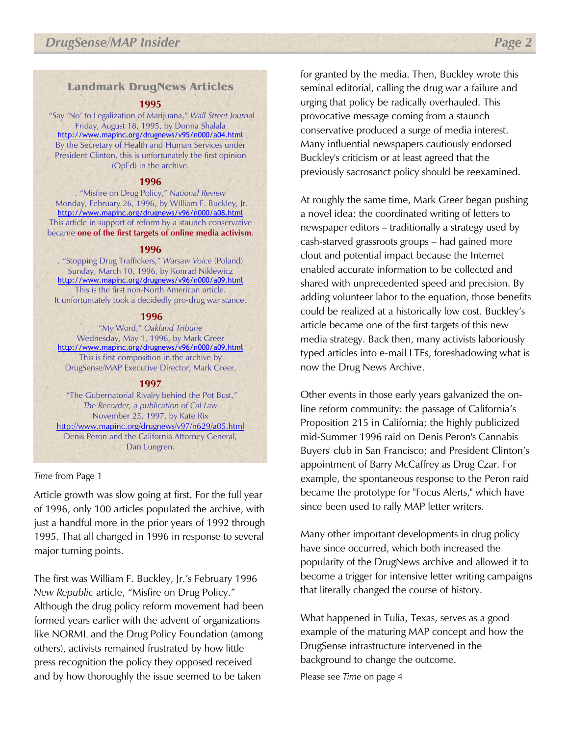## Landmark DrugNews Articles

**1995**

"Say 'No' to Legalization of Marijuana," *Wall Street Journal*
Friday, August 18, 1995, by Donna Shalala
http://www.mapinc.org/drugnews/v95/n000/a04.html
By the Secretary of Health and Human Services under President Clinton, this is unfortunately the first opinion (OpEd) in the archive.

**1996**

. "Misfire on Drug Policy," *National Review*
Monday, February 26, 1996, by William F. Buckley, Jr.
http://www.mapinc.org/drugnews/v96/n000/a08.html
This article in support of reform by a staunch conservative became **one of the first targets of online media activism**.

**1996**

. "Stopping Drug Traffickers," *Warsaw Voice* (Poland)
Sunday, March 10, 1996, by Konrad Niklewicz
http://www.mapinc.org/drugnews/v96/n000/a09.html
This is the first non-North American article.
It unfortuntately took a decidedly pro-drug war stance.

**1996**

"My Word," *Oakland Tribune*
Wednesday, May 1, 1996, by Mark Greer
http://www.mapinc.org/drugnews/v96/n000/a09.html
This is first composition in the archive by DrugSense/MAP Executive Director, Mark Greer.

**1997**

"The Gubernatorial Rivalry behind the Pot Bust," *The Recorder, a publication of Cal Law*
November 25, 1997, by Kate Rix
http://www.mapinc.org/drugnews/v97/n629/a05.html
Denis Peron and the California Attorney General, Dan Lungren.

*Time* from Page 1

Article growth was slow going at first. For the full year of 1996, only 100 articles populated the archive, with just a handful more in the prior years of 1992 through 1995. That all changed in 1996 in response to several major turning points.

The first was William F. Buckley, Jr.'s February 1996 *New Republic* article, "Misfire on Drug Policy." Although the drug policy reform movement had been formed years earlier with the advent of organizations like NORML and the Drug Policy Foundation (among others), activists remained frustrated by how little press recognition the policy they opposed received and by how thoroughly the issue seemed to be taken for granted by the media. Then, Buckley wrote this seminal editorial, calling the drug war a failure and urging that policy be radically overhauled. This provocative message coming from a staunch conservative produced a surge of media interest. Many influential newspapers cautiously endorsed Buckley's criticism or at least agreed that the previously sacrosanct policy should be reexamined.

At roughly the same time, Mark Greer began pushing a novel idea: the coordinated writing of letters to newspaper editors – traditionally a strategy used by cash-starved grassroots groups – had gained more clout and potential impact because the Internet enabled accurate information to be collected and shared with unprecedented speed and precision. By adding volunteer labor to the equation, those benefits could be realized at a historically low cost. Buckley's article became one of the first targets of this new media strategy. Back then, many activists laboriously typed articles into e-mail LTEs, foreshadowing what is now the Drug News Archive.

Other events in those early years galvanized the on-line reform community: the passage of California's Proposition 215 in California; the highly publicized mid-Summer 1996 raid on Denis Peron's Cannabis Buyers' club in San Francisco; and President Clinton's appointment of Barry McCaffrey as Drug Czar. For example, the spontaneous response to the Peron raid became the prototype for "Focus Alerts," which have since been used to rally MAP letter writers.

Many other important developments in drug policy have since occurred, which both increased the popularity of the DrugNews archive and allowed it to become a trigger for intensive letter writing campaigns that literally changed the course of history.

What happened in Tulia, Texas, serves as a good example of the maturing MAP concept and how the DrugSense infrastructure intervened in the background to change the outcome.

Please see *Time* on page 4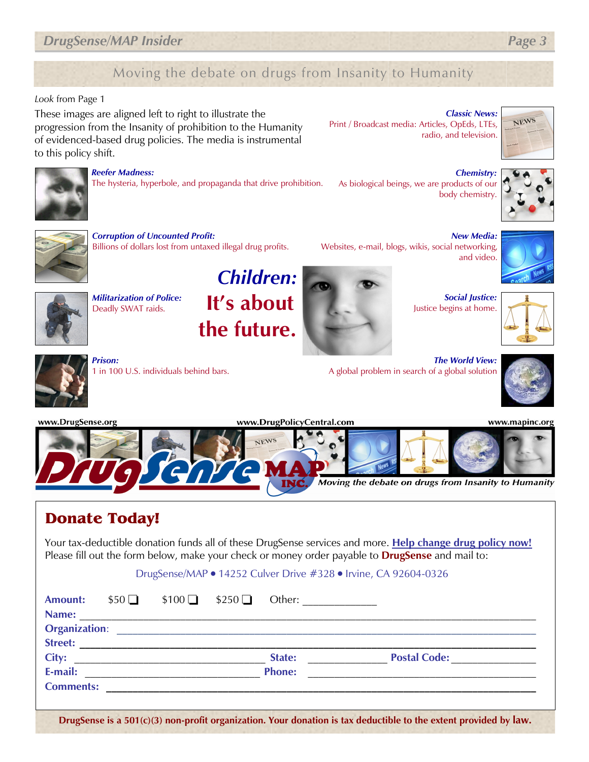## Moving the debate on drugs from Insanity to Humanity

*Look* from Page 1

These images are aligned left to right to illustrate the progression from the Insanity of prohibition to the Humanity of evidenced-based drug policies. The media is instrumental to this policy shift.

***Reefer Madness:***
The hysteria, hyperbole, and propaganda that drive prohibition.

***Corruption of Uncounted Profit:***
Billions of dollars lost from untaxed illegal drug profits.

***Militarization of Police:***
Deadly SWAT raids.

***Prison:***
1 in 100 U.S. individuals behind bars.

***Classic News:***
Print / Broadcast media: Articles, OpEds, LTEs, radio, and television.

***Chemistry:***
As biological beings, we are products of our body chemistry.

***New Media:***
Websites, e-mail, blogs, wikis, social networking, and video.

***Social Justice:***
Justice begins at home.

***The World View:***
A global problem in search of a global solution

***Children:*** **It's about the future.**

www.DrugSense.org | www.DrugPolicyCentral.com | www.mapinc.org

DrugSense MAP INC. *Moving the debate on drugs from Insanity to Humanity*

## Donate Today!

Your tax-deductible donation funds all of these DrugSense services and more. **Help change drug policy now!** Please fill out the form below, make your check or money order payable to **DrugSense** and mail to:

DrugSense/MAP • 14252 Culver Drive #328 • Irvine, CA 92604-0326

**Amount:** $50 ❑ $100 ❑ $250 ❑ Other: ____________

**Name:** ____________________

**Organization:** ____________________

**Street:** ____________________

**City:** ____________ **State:** ________ **Postal Code:** ________

**E-mail:** ____________ **Phone:** ____________

**Comments:** ____________________

**DrugSense is a 501(c)(3) non-profit organization. Your donation is tax deductible to the extent provided by law.**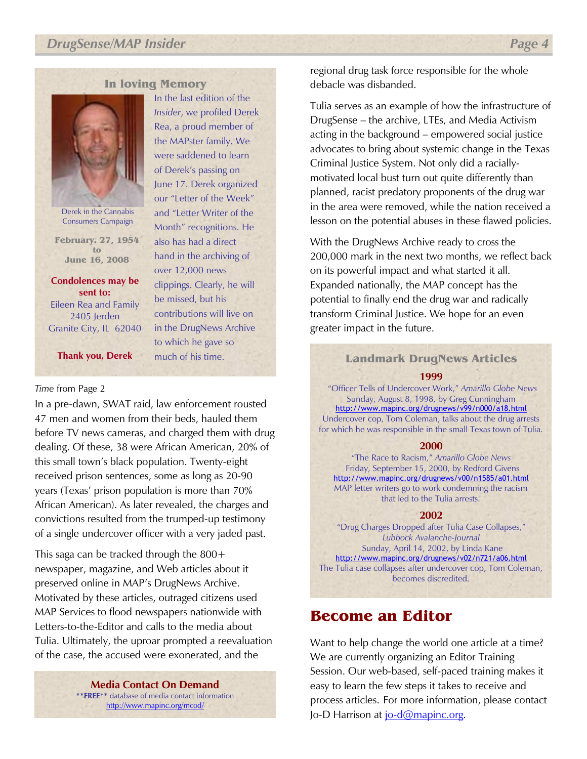## In loving Memory

Derek in the Cannabis Consumers Campaign

**February. 27, 1954 to June 16, 2008**

**Condolences may be sent to:**
Eileen Rea and Family
2405 Jerden
Granite City, IL 62040

**Thank you, Derek**

In the last edition of the *Insider*, we profiled Derek Rea, a proud member of the MAPster family. We were saddened to learn of Derek's passing on June 17. Derek organized our "Letter of the Week" and "Letter Writer of the Month" recognitions. He also has had a direct hand in the archiving of over 12,000 news clippings. Clearly, he will be missed, but his contributions will live on in the DrugNews Archive to which he gave so much of his time.

*Time* from Page 2

In a pre-dawn, SWAT raid, law enforcement rousted 47 men and women from their beds, hauled them before TV news cameras, and charged them with drug dealing. Of these, 38 were African American, 20% of this small town's black population. Twenty-eight received prison sentences, some as long as 20-90 years (Texas' prison population is more than 70% African American). As later revealed, the charges and convictions resulted from the trumped-up testimony of a single undercover officer with a very jaded past.

This saga can be tracked through the 800+ newspaper, magazine, and Web articles about it preserved online in MAP's DrugNews Archive. Motivated by these articles, outraged citizens used MAP Services to flood newspapers nationwide with Letters-to-the-Editor and calls to the media about Tulia. Ultimately, the uproar prompted a reevaluation of the case, the accused were exonerated, and the regional drug task force responsible for the whole debacle was disbanded.

Tulia serves as an example of how the infrastructure of DrugSense – the archive, LTEs, and Media Activism acting in the background – empowered social justice advocates to bring about systemic change in the Texas Criminal Justice System. Not only did a racially-motivated local bust turn out quite differently than planned, racist predatory proponents of the drug war in the area were removed, while the nation received a lesson on the potential abuses in these flawed policies.

With the DrugNews Archive ready to cross the 200,000 mark in the next two months, we reflect back on its powerful impact and what started it all. Expanded nationally, the MAP concept has the potential to finally end the drug war and radically transform Criminal Justice. We hope for an even greater impact in the future.

**Media Contact On Demand**
**\*\*FREE\*\*** database of media contact information
http://www.mapinc.org/mcod/

## Landmark DrugNews Articles

**1999**

"Officer Tells of Undercover Work," *Amarillo Globe News*
Sunday, August 8, 1998, by Greg Cunningham
http://www.mapinc.org/drugnews/v99/n000/a18.html
Undercover cop, Tom Coleman, talks about the drug arrests for which he was responsible in the small Texas town of Tulia.

**2000**

"The Race to Racism," *Amarillo Globe News*
Friday, September 15, 2000, by Redford Givens
http://www.mapinc.org/drugnews/v00/n1585/a01.html
MAP letter writers go to work condemning the racism that led to the Tulia arrests.

**2002**

"Drug Charges Dropped after Tulia Case Collapses," *Lubbock Avalanche-Journal*
Sunday, April 14, 2002, by Linda Kane
http://www.mapinc.org/drugnews/v02/n721/a06.html
The Tulia case collapses after undercover cop, Tom Coleman, becomes discredited.

# Become an Editor

Want to help change the world one article at a time? We are currently organizing an Editor Training Session. Our web-based, self-paced training makes it easy to learn the few steps it takes to receive and process articles. For more information, please contact Jo-D Harrison at jo-d@mapinc.org.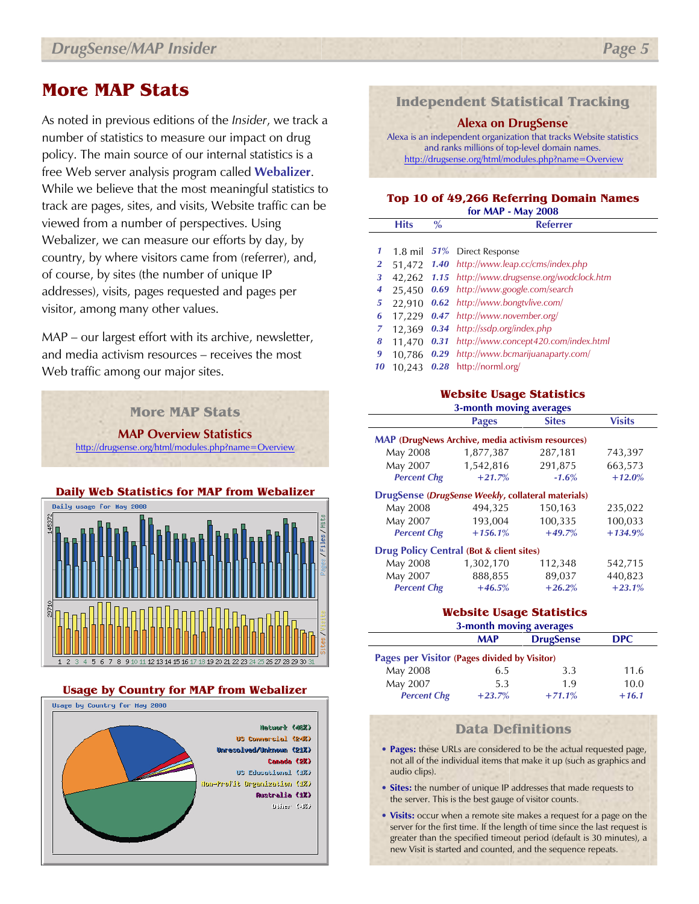# More MAP Stats

As noted in previous editions of the *Insider*, we track a number of statistics to measure our impact on drug policy. The main source of our internal statistics is a free Web server analysis program called **Webalizer**. While we believe that the most meaningful statistics to track are pages, sites, and visits, Website traffic can be viewed from a number of perspectives. Using Webalizer, we can measure our efforts by day, by country, by where visitors came from (referrer), and, of course, by sites (the number of unique IP addresses), visits, pages requested and pages per visitor, among many other values.

MAP – our largest effort with its archive, newsletter, and media activism resources – receives the most Web traffic among our major sites.

## More MAP Stats

**MAP Overview Statistics**

http://drugsense.org/html/modules.php?name=Overview

### Daily Web Statistics for MAP from Webalizer

### Usage by Country for MAP from Webalizer

## Independent Statistical Tracking

**Alexa on DrugSense**

Alexa is an independent organization that tracks Website statistics and ranks millions of top-level domain names.

http://drugsense.org/html/modules.php?name=Overview

### Top 10 of 49,266 Referring Domain Names

**for MAP - May 2008**

| | Hits | % | Referrer |
|---|---|---|---|
| 1 | 1.8 mil | 51% | Direct Response |
| 2 | 51,472 | 1.40 | http://www.leap.cc/cms/index.php |
| 3 | 42,262 | 1.15 | http://www.drugsense.org/wodclock.htm |
| 4 | 25,450 | 0.69 | http://www.google.com/search |
| 5 | 22,910 | 0.62 | http://www.bongtvlive.com/ |
| 6 | 17,229 | 0.47 | http://www.november.org/ |
| 7 | 12,369 | 0.34 | http://ssdp.org/index.php |
| 8 | 11,470 | 0.31 | http://www.concept420.com/index.html |
| 9 | 10,786 | 0.29 | http://www.bcmarijuanaparty.com/ |
| 10 | 10,243 | 0.28 | http://norml.org/ |

### Website Usage Statistics

**3-month moving averages**

| | Pages | Sites | Visits |
|---|---|---|---|
| **MAP (DrugNews Archive, media activism resources)** | | | |
| May 2008 | 1,877,387 | 287,181 | 743,397 |
| May 2007 | 1,542,816 | 291,875 | 663,573 |
| *Percent Chg* | *+21.7%* | *-1.6%* | *+12.0%* |
| **DrugSense (*DrugSense Weekly*, collateral materials)** | | | |
| May 2008 | 494,325 | 150,163 | 235,022 |
| May 2007 | 193,004 | 100,335 | 100,033 |
| *Percent Chg* | *+156.1%* | *+49.7%* | *+134.9%* |
| **Drug Policy Central (Bot & client sites)** | | | |
| May 2008 | 1,302,170 | 112,348 | 542,715 |
| May 2007 | 888,855 | 89,037 | 440,823 |
| *Percent Chg* | *+46.5%* | *+26.2%* | *+23.1%* |

### Website Usage Statistics

**3-month moving averages**

| | MAP | DrugSense | DPC |
|---|---|---|---|
| **Pages per Visitor (Pages divided by Visitor)** | | | |
| May 2008 | 6.5 | 3.3 | 11.6 |
| May 2007 | 5.3 | 1.9 | 10.0 |
| *Percent Chg* | *+23.7%* | *+71.1%* | *+16.1* |

## Data Definitions

- **Pages:** these URLs are considered to be the actual requested page, not all of the individual items that make it up (such as graphics and audio clips).
- **Sites:** the number of unique IP addresses that made requests to the server. This is the best gauge of visitor counts.
- **Visits:** occur when a remote site makes a request for a page on the server for the first time. If the length of time since the last request is greater than the specified timeout period (default is 30 minutes), a new Visit is started and counted, and the sequence repeats.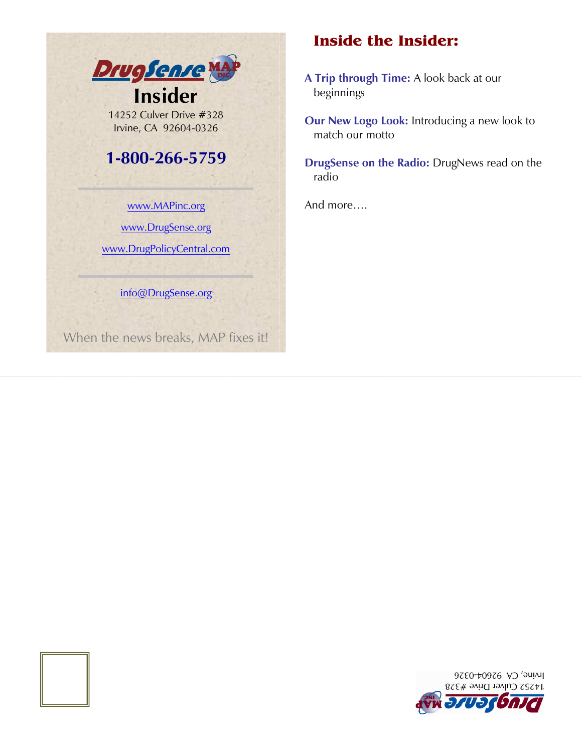DrugSense MAP INC.

# Insider

14252 Culver Drive #328
Irvine, CA 92604-0326

**1-800-266-5759**

www.MAPinc.org

www.DrugSense.org

www.DrugPolicyCentral.com

info@DrugSense.org

When the news breaks, MAP fixes it!

## Inside the Insider:

**A Trip through Time:** A look back at our beginnings

**Our New Logo Look:** Introducing a new look to match our motto

**DrugSense on the Radio:** DrugNews read on the radio

And more….

DrugSense MAP INC.
14252 Culver Drive #328
Irvine, CA 92604-0326